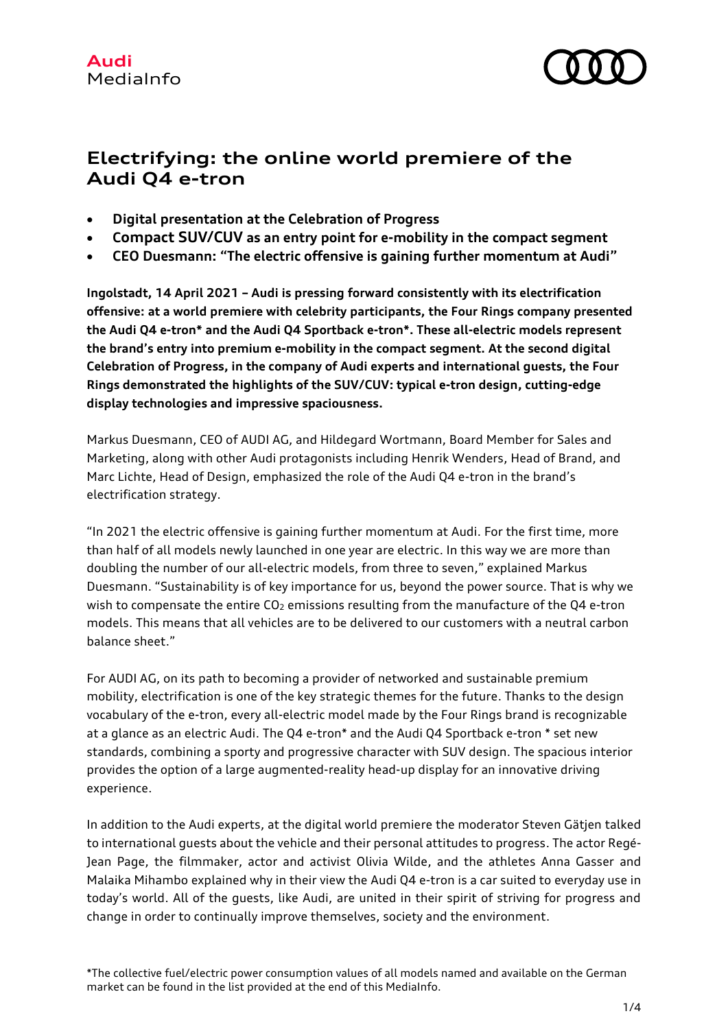Audi
MediaInfo

# Electrifying: the online world premiere of the Audi Q4 e-tron

- **Digital presentation at the Celebration of Progress**
- **Compact SUV/CUV as an entry point for e-mobility in the compact segment**
- **CEO Duesmann: "The electric offensive is gaining further momentum at Audi"**

**Ingolstadt, 14 April 2021 – Audi is pressing forward consistently with its electrification offensive: at a world premiere with celebrity participants, the Four Rings company presented the Audi Q4 e-tron* and the Audi Q4 Sportback e-tron*. These all-electric models represent the brand's entry into premium e-mobility in the compact segment. At the second digital Celebration of Progress, in the company of Audi experts and international guests, the Four Rings demonstrated the highlights of the SUV/CUV: typical e-tron design, cutting-edge display technologies and impressive spaciousness.**

Markus Duesmann, CEO of AUDI AG, and Hildegard Wortmann, Board Member for Sales and Marketing, along with other Audi protagonists including Henrik Wenders, Head of Brand, and Marc Lichte, Head of Design, emphasized the role of the Audi Q4 e-tron in the brand's electrification strategy.

"In 2021 the electric offensive is gaining further momentum at Audi. For the first time, more than half of all models newly launched in one year are electric. In this way we are more than doubling the number of our all-electric models, from three to seven," explained Markus Duesmann. "Sustainability is of key importance for us, beyond the power source. That is why we wish to compensate the entire $CO_2$ emissions resulting from the manufacture of the Q4 e-tron models. This means that all vehicles are to be delivered to our customers with a neutral carbon balance sheet."

For AUDI AG, on its path to becoming a provider of networked and sustainable premium mobility, electrification is one of the key strategic themes for the future. Thanks to the design vocabulary of the e-tron, every all-electric model made by the Four Rings brand is recognizable at a glance as an electric Audi. The Q4 e-tron* and the Audi Q4 Sportback e-tron * set new standards, combining a sporty and progressive character with SUV design. The spacious interior provides the option of a large augmented-reality head-up display for an innovative driving experience.

In addition to the Audi experts, at the digital world premiere the moderator Steven Gätjen talked to international guests about the vehicle and their personal attitudes to progress. The actor Regé-Jean Page, the filmmaker, actor and activist Olivia Wilde, and the athletes Anna Gasser and Malaika Mihambo explained why in their view the Audi Q4 e-tron is a car suited to everyday use in today's world. All of the guests, like Audi, are united in their spirit of striving for progress and change in order to continually improve themselves, society and the environment.

*The collective fuel/electric power consumption values of all models named and available on the German market can be found in the list provided at the end of this MediaInfo.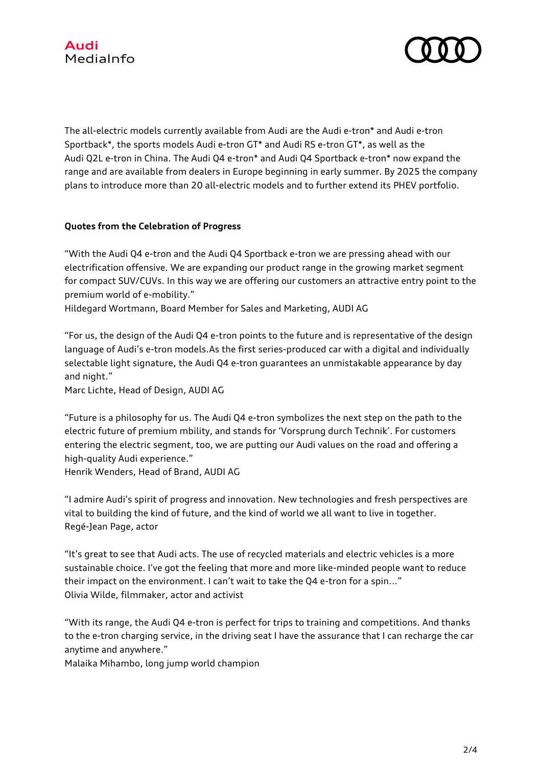The all-electric models currently available from Audi are the Audi e-tron* and Audi e-tron Sportback*, the sports models Audi e-tron GT* and Audi RS e-tron GT*, as well as the Audi Q2L e-tron in China. The Audi Q4 e-tron* and Audi Q4 Sportback e-tron* now expand the range and are available from dealers in Europe beginning in early summer. By 2025 the company plans to introduce more than 20 all-electric models and to further extend its PHEV portfolio.

**Quotes from the Celebration of Progress**

“With the Audi Q4 e-tron and the Audi Q4 Sportback e-tron we are pressing ahead with our electrification offensive. We are expanding our product range in the growing market segment for compact SUV/CUVs. In this way we are offering our customers an attractive entry point to the premium world of e-mobility.”
Hildegard Wortmann, Board Member for Sales and Marketing, AUDI AG

“For us, the design of the Audi Q4 e-tron points to the future and is representative of the design language of Audi’s e-tron models.As the first series-produced car with a digital and individually selectable light signature, the Audi Q4 e-tron guarantees an unmistakable appearance by day and night.”
Marc Lichte, Head of Design, AUDI AG

“Future is a philosophy for us. The Audi Q4 e-tron symbolizes the next step on the path to the electric future of premium mbility, and stands for ‘Vorsprung durch Technik’. For customers entering the electric segment, too, we are putting our Audi values on the road and offering a high-quality Audi experience.”
Henrik Wenders, Head of Brand, AUDI AG

“I admire Audi’s spirit of progress and innovation. New technologies and fresh perspectives are vital to building the kind of future, and the kind of world we all want to live in together.
Regé-Jean Page, actor

“It’s great to see that Audi acts. The use of recycled materials and electric vehicles is a more sustainable choice. I’ve got the feeling that more and more like-minded people want to reduce their impact on the environment. I can’t wait to take the Q4 e-tron for a spin…”
Olivia Wilde, filmmaker, actor and activist

“With its range, the Audi Q4 e-tron is perfect for trips to training and competitions. And thanks to the e-tron charging service, in the driving seat I have the assurance that I can recharge the car anytime and anywhere.”
Malaika Mihambo, long jump world champion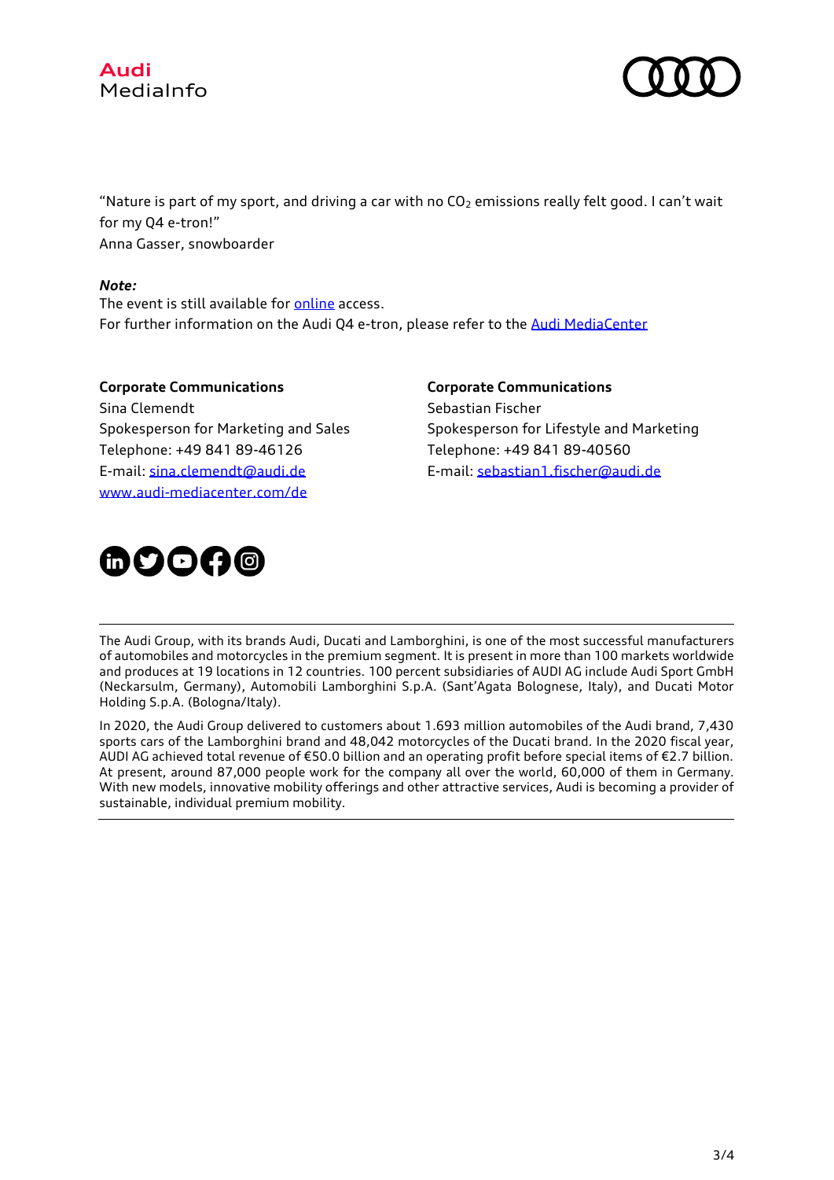"Nature is part of my sport, and driving a car with no $CO_2$ emissions really felt good. I can't wait for my Q4 e-tron!"
Anna Gasser, snowboarder

***Note:***
The event is still available for [online](#) access.
For further information on the Audi Q4 e-tron, please refer to the [Audi MediaCenter](#)

**Corporate Communications**
Sina Clemendt
Spokesperson for Marketing and Sales
Telephone: +49 841 89-46126
E-mail: [sina.clemendt@audi.de](mailto:sina.clemendt@audi.de)
[www.audi-mediacenter.com/de](http://www.audi-mediacenter.com/de)

**Corporate Communications**
Sebastian Fischer
Spokesperson for Lifestyle and Marketing
Telephone: +49 841 89-40560
E-mail: [sebastian1.fischer@audi.de](mailto:sebastian1.fischer@audi.de)

---

The Audi Group, with its brands Audi, Ducati and Lamborghini, is one of the most successful manufacturers of automobiles and motorcycles in the premium segment. It is present in more than 100 markets worldwide and produces at 19 locations in 12 countries. 100 percent subsidiaries of AUDI AG include Audi Sport GmbH (Neckarsulm, Germany), Automobili Lamborghini S.p.A. (Sant'Agata Bolognese, Italy), and Ducati Motor Holding S.p.A. (Bologna/Italy).

In 2020, the Audi Group delivered to customers about 1.693 million automobiles of the Audi brand, 7,430 sports cars of the Lamborghini brand and 48,042 motorcycles of the Ducati brand. In the 2020 fiscal year, AUDI AG achieved total revenue of €50.0 billion and an operating profit before special items of €2.7 billion. At present, around 87,000 people work for the company all over the world, 60,000 of them in Germany. With new models, innovative mobility offerings and other attractive services, Audi is becoming a provider of sustainable, individual premium mobility.

---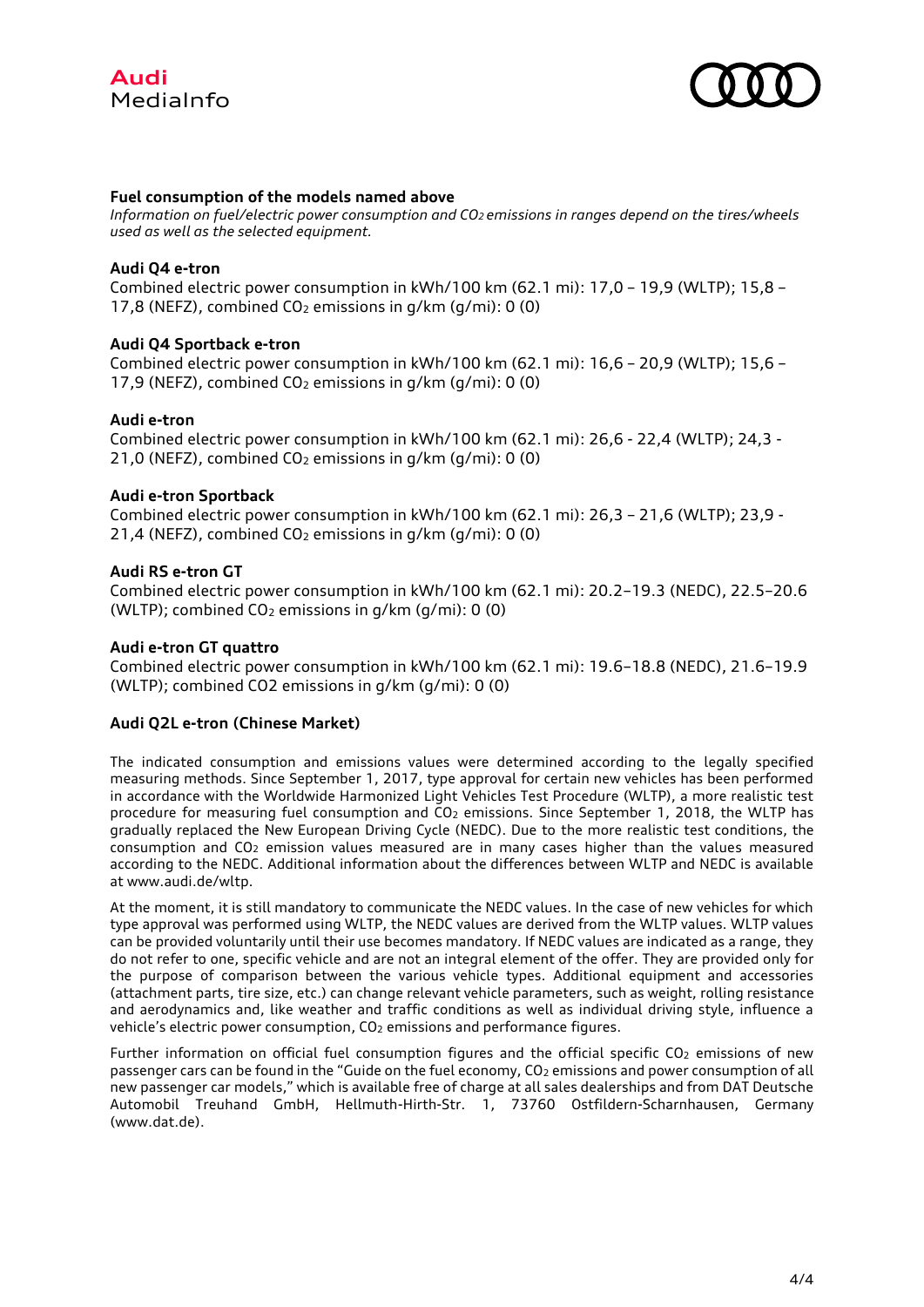**Fuel consumption of the models named above**

*Information on fuel/electric power consumption and $CO_2$ emissions in ranges depend on the tires/wheels used as well as the selected equipment.*

**Audi Q4 e-tron**

Combined electric power consumption in kWh/100 km (62.1 mi): 17,0 – 19,9 (WLTP); 15,8 – 17,8 (NEFZ), combined $CO_2$ emissions in g/km (g/mi): 0 (0)

**Audi Q4 Sportback e-tron**

Combined electric power consumption in kWh/100 km (62.1 mi): 16,6 – 20,9 (WLTP); 15,6 – 17,9 (NEFZ), combined $CO_2$ emissions in g/km (g/mi): 0 (0)

**Audi e-tron**

Combined electric power consumption in kWh/100 km (62.1 mi): 26,6 - 22,4 (WLTP); 24,3 - 21,0 (NEFZ), combined $CO_2$ emissions in g/km (g/mi): 0 (0)

**Audi e-tron Sportback**

Combined electric power consumption in kWh/100 km (62.1 mi): 26,3 – 21,6 (WLTP); 23,9 - 21,4 (NEFZ), combined $CO_2$ emissions in g/km (g/mi): 0 (0)

**Audi RS e-tron GT**

Combined electric power consumption in kWh/100 km (62.1 mi): 20.2–19.3 (NEDC), 22.5–20.6 (WLTP); combined $CO_2$ emissions in g/km (g/mi): 0 (0)

**Audi e-tron GT quattro**

Combined electric power consumption in kWh/100 km (62.1 mi): 19.6–18.8 (NEDC), 21.6–19.9 (WLTP); combined CO2 emissions in g/km (g/mi): 0 (0)

**Audi Q2L e-tron (Chinese Market)**

The indicated consumption and emissions values were determined according to the legally specified measuring methods. Since September 1, 2017, type approval for certain new vehicles has been performed in accordance with the Worldwide Harmonized Light Vehicles Test Procedure (WLTP), a more realistic test procedure for measuring fuel consumption and $CO_2$ emissions. Since September 1, 2018, the WLTP has gradually replaced the New European Driving Cycle (NEDC). Due to the more realistic test conditions, the consumption and $CO_2$ emission values measured are in many cases higher than the values measured according to the NEDC. Additional information about the differences between WLTP and NEDC is available at www.audi.de/wltp.

At the moment, it is still mandatory to communicate the NEDC values. In the case of new vehicles for which type approval was performed using WLTP, the NEDC values are derived from the WLTP values. WLTP values can be provided voluntarily until their use becomes mandatory. If NEDC values are indicated as a range, they do not refer to one, specific vehicle and are not an integral element of the offer. They are provided only for the purpose of comparison between the various vehicle types. Additional equipment and accessories (attachment parts, tire size, etc.) can change relevant vehicle parameters, such as weight, rolling resistance and aerodynamics and, like weather and traffic conditions as well as individual driving style, influence a vehicle's electric power consumption, $CO_2$ emissions and performance figures.

Further information on official fuel consumption figures and the official specific $CO_2$ emissions of new passenger cars can be found in the "Guide on the fuel economy, $CO_2$ emissions and power consumption of all new passenger car models," which is available free of charge at all sales dealerships and from DAT Deutsche Automobil Treuhand GmbH, Hellmuth-Hirth-Str. 1, 73760 Ostfildern-Scharnhausen, Germany (www.dat.de).